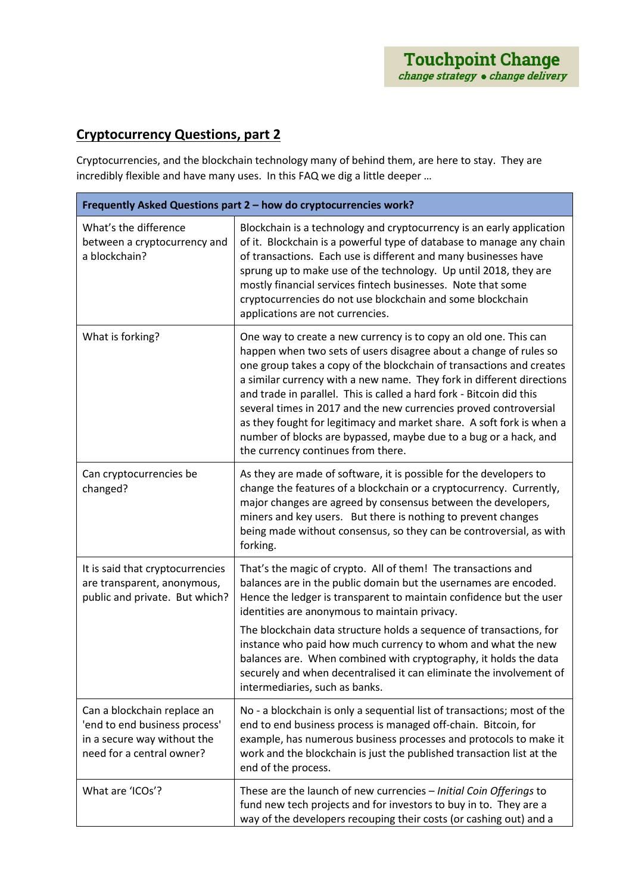**Touchpoint Change**
*change strategy • change delivery*

## Cryptocurrency Questions, part 2

Cryptocurrencies, and the blockchain technology many of behind them, are here to stay. They are incredibly flexible and have many uses. In this FAQ we dig a little deeper …

| **Frequently Asked Questions part 2 – how do cryptocurrencies work?** | |
|---|---|
| What's the difference between a cryptocurrency and a blockchain? | Blockchain is a technology and cryptocurrency is an early application of it. Blockchain is a powerful type of database to manage any chain of transactions. Each use is different and many businesses have sprung up to make use of the technology. Up until 2018, they are mostly financial services fintech businesses. Note that some cryptocurrencies do not use blockchain and some blockchain applications are not currencies. |
| What is forking? | One way to create a new currency is to copy an old one. This can happen when two sets of users disagree about a change of rules so one group takes a copy of the blockchain of transactions and creates a similar currency with a new name. They fork in different directions and trade in parallel. This is called a hard fork - Bitcoin did this several times in 2017 and the new currencies proved controversial as they fought for legitimacy and market share. A soft fork is when a number of blocks are bypassed, maybe due to a bug or a hack, and the currency continues from there. |
| Can cryptocurrencies be changed? | As they are made of software, it is possible for the developers to change the features of a blockchain or a cryptocurrency. Currently, major changes are agreed by consensus between the developers, miners and key users. But there is nothing to prevent changes being made without consensus, so they can be controversial, as with forking. |
| It is said that cryptocurrencies are transparent, anonymous, public and private. But which? | That's the magic of crypto. All of them! The transactions and balances are in the public domain but the usernames are encoded. Hence the ledger is transparent to maintain confidence but the user identities are anonymous to maintain privacy.<br><br>The blockchain data structure holds a sequence of transactions, for instance who paid how much currency to whom and what the new balances are. When combined with cryptography, it holds the data securely and when decentralised it can eliminate the involvement of intermediaries, such as banks. |
| Can a blockchain replace an 'end to end business process' in a secure way without the need for a central owner? | No - a blockchain is only a sequential list of transactions; most of the end to end business process is managed off-chain. Bitcoin, for example, has numerous business processes and protocols to make it work and the blockchain is just the published transaction list at the end of the process. |
| What are 'ICOs'? | These are the launch of new currencies – *Initial Coin Offerings* to fund new tech projects and for investors to buy in to. They are a way of the developers recouping their costs (or cashing out) and a |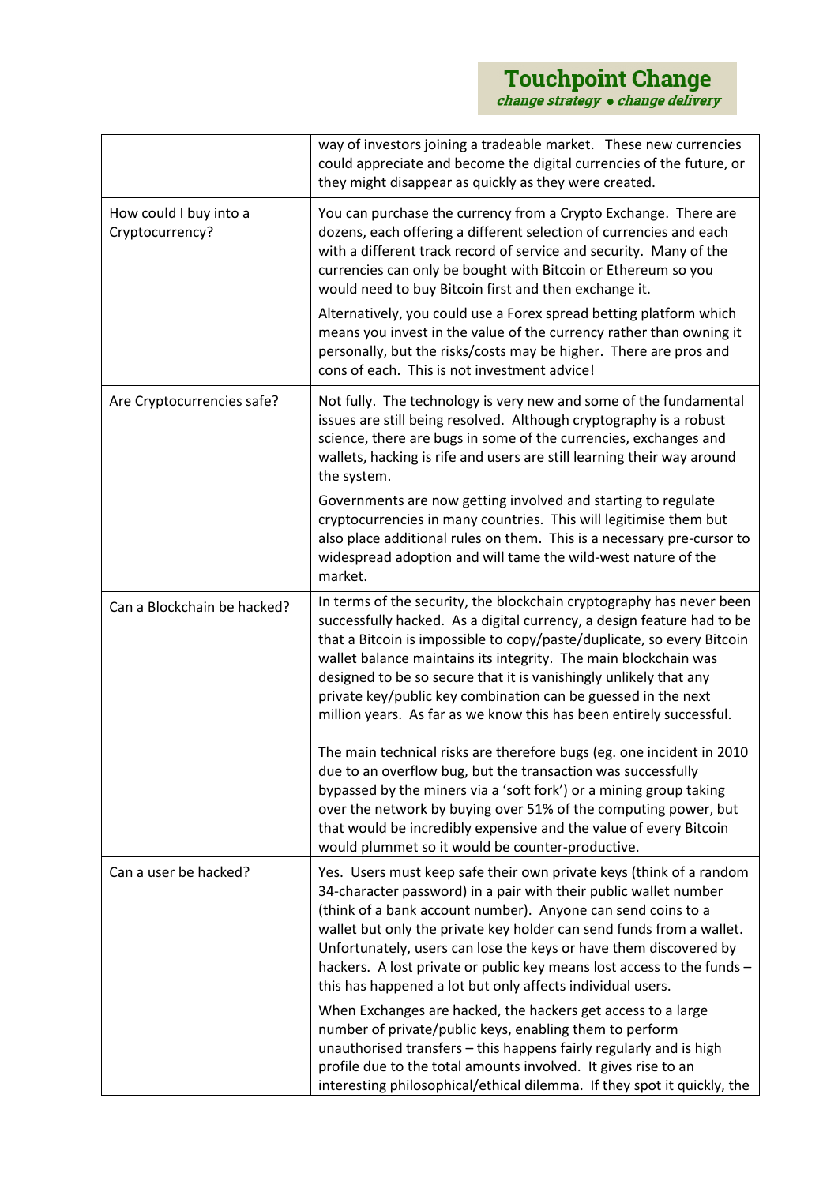| | |
|---|---|
| | way of investors joining a tradeable market. These new currencies could appreciate and become the digital currencies of the future, or they might disappear as quickly as they were created. |
| How could I buy into a Cryptocurrency? | You can purchase the currency from a Crypto Exchange. There are dozens, each offering a different selection of currencies and each with a different track record of service and security. Many of the currencies can only be bought with Bitcoin or Ethereum so you would need to buy Bitcoin first and then exchange it.<br><br>Alternatively, you could use a Forex spread betting platform which means you invest in the value of the currency rather than owning it personally, but the risks/costs may be higher. There are pros and cons of each. This is not investment advice! |
| Are Cryptocurrencies safe? | Not fully. The technology is very new and some of the fundamental issues are still being resolved. Although cryptography is a robust science, there are bugs in some of the currencies, exchanges and wallets, hacking is rife and users are still learning their way around the system.<br><br>Governments are now getting involved and starting to regulate cryptocurrencies in many countries. This will legitimise them but also place additional rules on them. This is a necessary pre-cursor to widespread adoption and will tame the wild-west nature of the market. |
| Can a Blockchain be hacked? | In terms of the security, the blockchain cryptography has never been successfully hacked. As a digital currency, a design feature had to be that a Bitcoin is impossible to copy/paste/duplicate, so every Bitcoin wallet balance maintains its integrity. The main blockchain was designed to be so secure that it is vanishingly unlikely that any private key/public key combination can be guessed in the next million years. As far as we know this has been entirely successful.<br><br>The main technical risks are therefore bugs (eg. one incident in 2010 due to an overflow bug, but the transaction was successfully bypassed by the miners via a 'soft fork') or a mining group taking over the network by buying over 51% of the computing power, but that would be incredibly expensive and the value of every Bitcoin would plummet so it would be counter-productive. |
| Can a user be hacked? | Yes. Users must keep safe their own private keys (think of a random 34-character password) in a pair with their public wallet number (think of a bank account number). Anyone can send coins to a wallet but only the private key holder can send funds from a wallet. Unfortunately, users can lose the keys or have them discovered by hackers. A lost private or public key means lost access to the funds – this has happened a lot but only affects individual users.<br><br>When Exchanges are hacked, the hackers get access to a large number of private/public keys, enabling them to perform unauthorised transfers – this happens fairly regularly and is high profile due to the total amounts involved. It gives rise to an interesting philosophical/ethical dilemma. If they spot it quickly, the |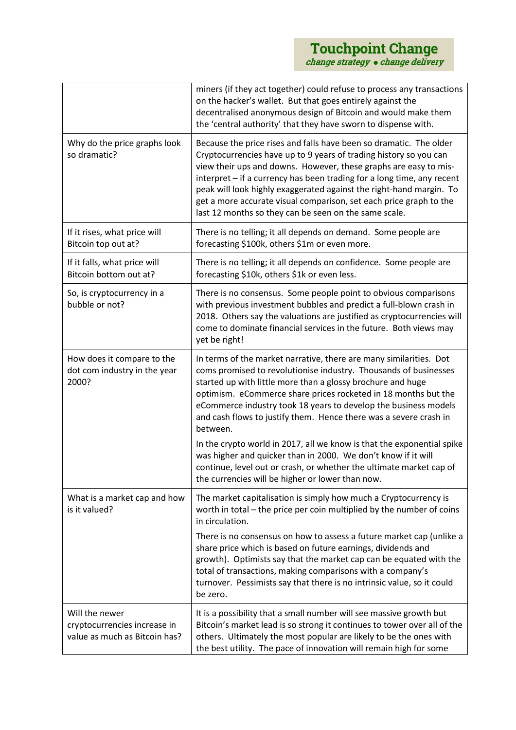| | |
|---|---|
| | miners (if they act together) could refuse to process any transactions on the hacker's wallet. But that goes entirely against the decentralised anonymous design of Bitcoin and would make them the 'central authority' that they have sworn to dispense with. |
| Why do the price graphs look so dramatic? | Because the price rises and falls have been so dramatic. The older Cryptocurrencies have up to 9 years of trading history so you can view their ups and downs. However, these graphs are easy to mis-interpret – if a currency has been trading for a long time, any recent peak will look highly exaggerated against the right-hand margin. To get a more accurate visual comparison, set each price graph to the last 12 months so they can be seen on the same scale. |
| If it rises, what price will Bitcoin top out at? | There is no telling; it all depends on demand. Some people are forecasting $100k, others $1m or even more. |
| If it falls, what price will Bitcoin bottom out at? | There is no telling; it all depends on confidence. Some people are forecasting $10k, others $1k or even less. |
| So, is cryptocurrency in a bubble or not? | There is no consensus. Some people point to obvious comparisons with previous investment bubbles and predict a full-blown crash in 2018. Others say the valuations are justified as cryptocurrencies will come to dominate financial services in the future. Both views may yet be right! |
| How does it compare to the dot com industry in the year 2000? | In terms of the market narrative, there are many similarities. Dot coms promised to revolutionise industry. Thousands of businesses started up with little more than a glossy brochure and huge optimism. eCommerce share prices rocketed in 18 months but the eCommerce industry took 18 years to develop the business models and cash flows to justify them. Hence there was a severe crash in between.<br><br>In the crypto world in 2017, all we know is that the exponential spike was higher and quicker than in 2000. We don't know if it will continue, level out or crash, or whether the ultimate market cap of the currencies will be higher or lower than now. |
| What is a market cap and how is it valued? | The market capitalisation is simply how much a Cryptocurrency is worth in total – the price per coin multiplied by the number of coins in circulation.<br><br>There is no consensus on how to assess a future market cap (unlike a share price which is based on future earnings, dividends and growth). Optimists say that the market cap can be equated with the total of transactions, making comparisons with a company's turnover. Pessimists say that there is no intrinsic value, so it could be zero. |
| Will the newer cryptocurrencies increase in value as much as Bitcoin has? | It is a possibility that a small number will see massive growth but Bitcoin's market lead is so strong it continues to tower over all of the others. Ultimately the most popular are likely to be the ones with the best utility. The pace of innovation will remain high for some |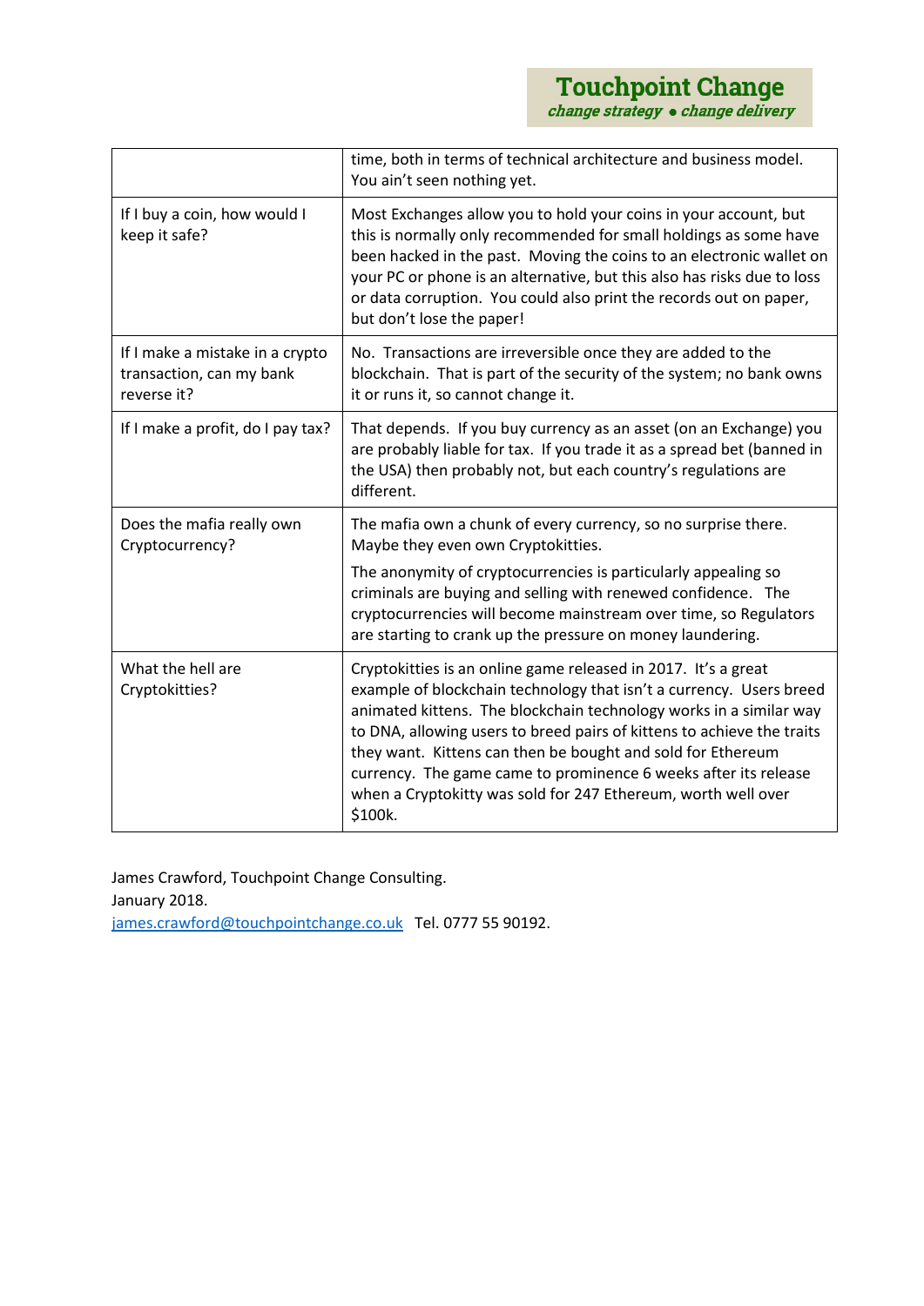| | |
|---|---|
| | time, both in terms of technical architecture and business model. You ain't seen nothing yet. |
| If I buy a coin, how would I keep it safe? | Most Exchanges allow you to hold your coins in your account, but this is normally only recommended for small holdings as some have been hacked in the past. Moving the coins to an electronic wallet on your PC or phone is an alternative, but this also has risks due to loss or data corruption. You could also print the records out on paper, but don't lose the paper! |
| If I make a mistake in a crypto transaction, can my bank reverse it? | No. Transactions are irreversible once they are added to the blockchain. That is part of the security of the system; no bank owns it or runs it, so cannot change it. |
| If I make a profit, do I pay tax? | That depends. If you buy currency as an asset (on an Exchange) you are probably liable for tax. If you trade it as a spread bet (banned in the USA) then probably not, but each country's regulations are different. |
| Does the mafia really own Cryptocurrency? | The mafia own a chunk of every currency, so no surprise there. Maybe they even own Cryptokitties. <br><br> The anonymity of cryptocurrencies is particularly appealing so criminals are buying and selling with renewed confidence. The cryptocurrencies will become mainstream over time, so Regulators are starting to crank up the pressure on money laundering. |
| What the hell are Cryptokitties? | Cryptokitties is an online game released in 2017. It's a great example of blockchain technology that isn't a currency. Users breed animated kittens. The blockchain technology works in a similar way to DNA, allowing users to breed pairs of kittens to achieve the traits they want. Kittens can then be bought and sold for Ethereum currency. The game came to prominence 6 weeks after its release when a Cryptokitty was sold for 247 Ethereum, worth well over $100k. |

James Crawford, Touchpoint Change Consulting.
January 2018.
[james.crawford@touchpointchange.co.uk](mailto:james.crawford@touchpointchange.co.uk) Tel. 0777 55 90192.